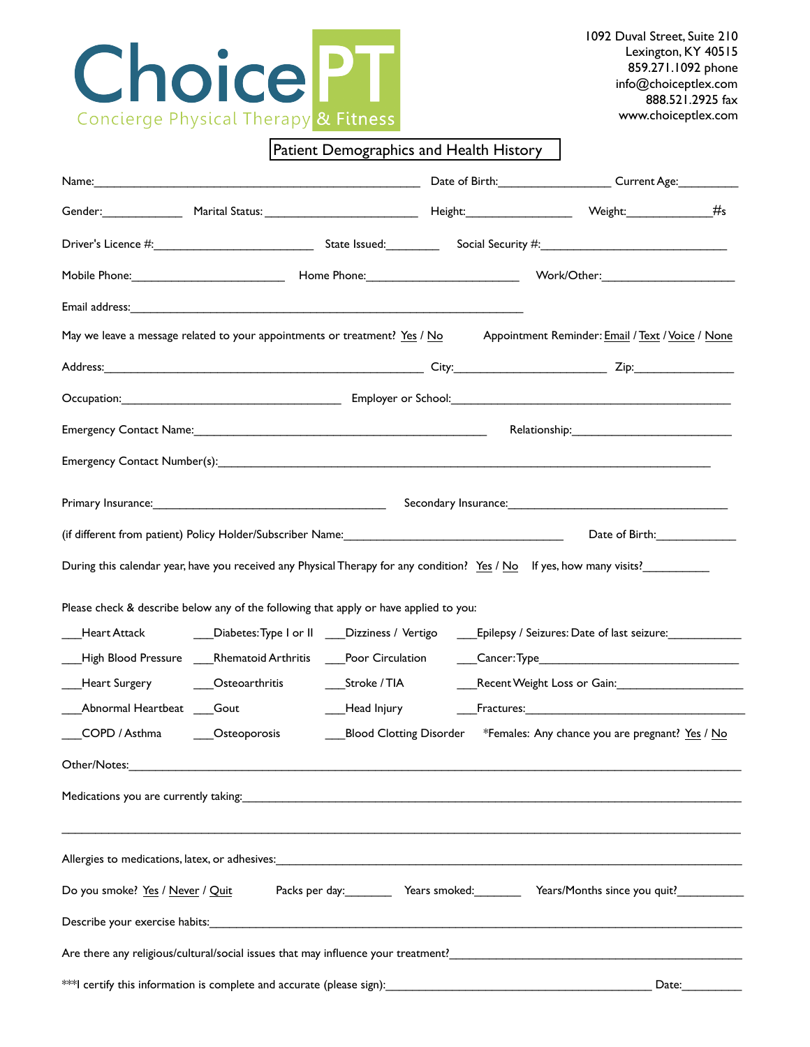# ChoicePT

Concierge Physical Therapy & Fitness

1092 Duval Street, Suite 210
Lexington, KY 40515
859.271.1092 phone
info@choiceptlex.com
888.521.2925 fax
www.choiceptlex.com

## Patient Demographics and Health History

Name:_____________________________________________________ Date of Birth:__________________ Current Age:__________

Gender:_____________ Marital Status: _________________________ Height:_________________ Weight:______________#s

Driver's Licence #:_________________________ State Issued:_________ Social Security #:_______________________________

Mobile Phone:_________________________ Home Phone:_________________________ Work/Other:______________________

Email address:________________________________________________________________

May we leave a message related to your appointments or treatment? Yes / No Appointment Reminder: Email / Text / Voice / None

Address:____________________________________________________ City:_________________________ Zip:________________

Occupation:____________________________________ Employer or School:______________________________________________

Emergency Contact Name:_________________________________________________ Relationship:__________________________

Emergency Contact Number(s):_________________________________________________________________________________

Primary Insurance:______________________________________ Secondary Insurance:______________________________________

(if different from patient) Policy Holder/Subscriber Name:____________________________________ Date of Birth:_____________

During this calendar year, have you received any Physical Therapy for any condition? Yes / No If yes, how many visits?___________

Please check & describe below any of the following that apply or have applied to you:

___Heart Attack ___Diabetes: Type I or II ___Dizziness / Vertigo ___Epilepsy / Seizures: Date of last seizure:____________

___High Blood Pressure ___Rhematoid Arthritis ___Poor Circulation ___Cancer: Type_________________________________

___Heart Surgery ___Osteoarthritis ___Stroke / TIA ___Recent Weight Loss or Gain:_____________________

___Abnormal Heartbeat ___Gout ___Head Injury ___Fractures:______________________________________

___COPD / Asthma ___Osteoporosis ___Blood Clotting Disorder *Females: Any chance you are pregnant? Yes / No

Other/Notes:___________________________________________________________________________________________

Medications you are currently taking:________________________________________________________________________

_____________________________________________________________________________________________________

Allergies to medications, latex, or adhesives:__________________________________________________________________

Do you smoke? Yes / Never / Quit Packs per day:________ Years smoked:________ Years/Months since you quit?___________

Describe your exercise habits:_____________________________________________________________________________

Are there any religious/cultural/social issues that may influence your treatment?______________________________________

***I certify this information is complete and accurate (please sign):___________________________________________ Date:__________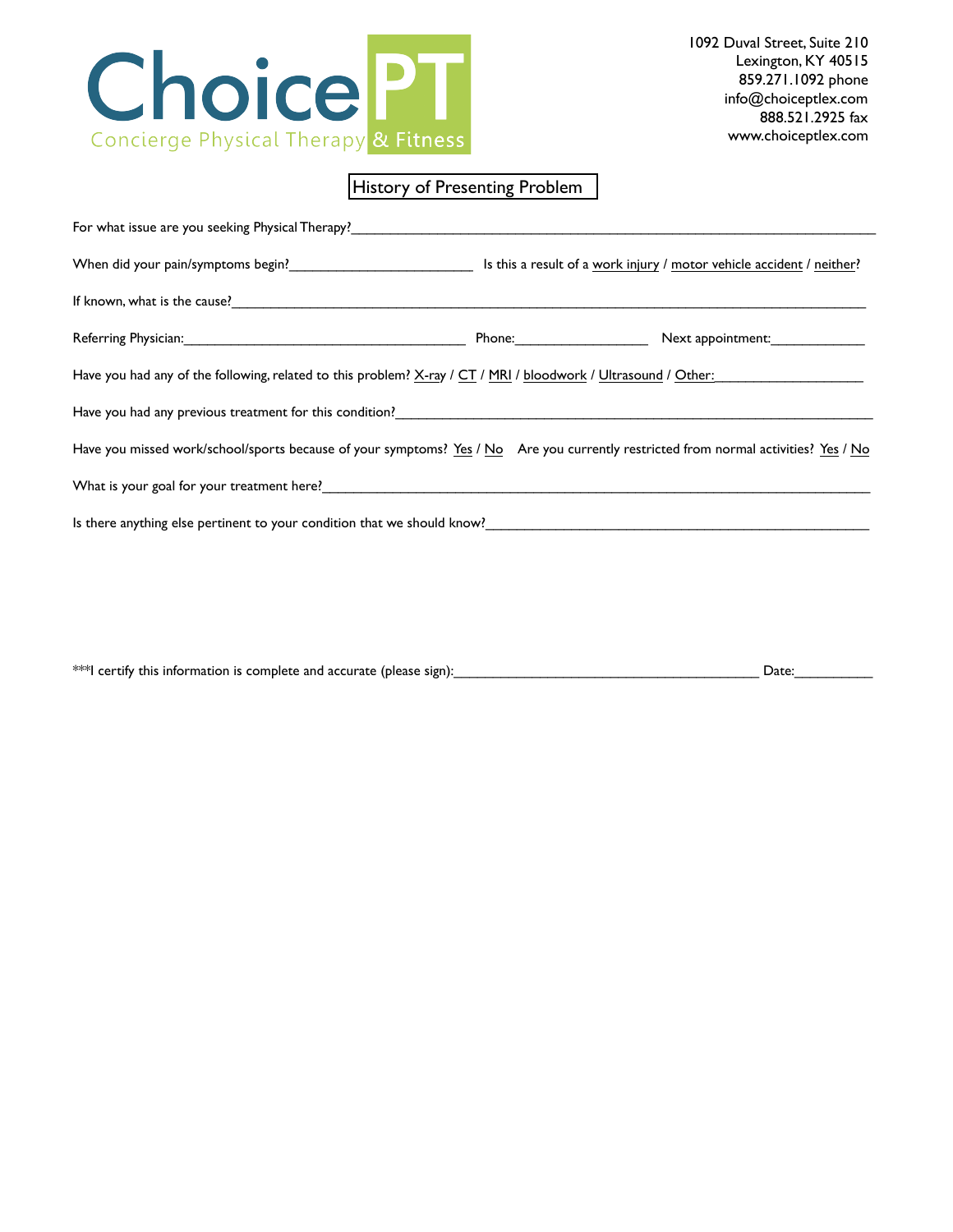ChoicePT
Concierge Physical Therapy & Fitness

1092 Duval Street, Suite 210
Lexington, KY 40515
859.271.1092 phone
info@choiceptlex.com
888.521.2925 fax
www.choiceptlex.com

## History of Presenting Problem

For what issue are you seeking Physical Therapy?___________________________________________________________________________

When did your pain/symptoms begin?__________________________ Is this a result of a work injury / motor vehicle accident / neither?

If known, what is the cause?___________________________________________________________________________________________

Referring Physician:________________________________________ Phone:__________________ Next appointment:_____________

Have you had any of the following, related to this problem? X-ray / CT / MRI / bloodwork / Ultrasound / Other:____________________

Have you had any previous treatment for this condition?__________________________________________________________________

Have you missed work/school/sports because of your symptoms? Yes / No Are you currently restricted from normal activities? Yes / No

What is your goal for your treatment here?______________________________________________________________________________

Is there anything else pertinent to your condition that we should know?______________________________________________________

***I certify this information is complete and accurate (please sign):___________________________________________ Date:___________